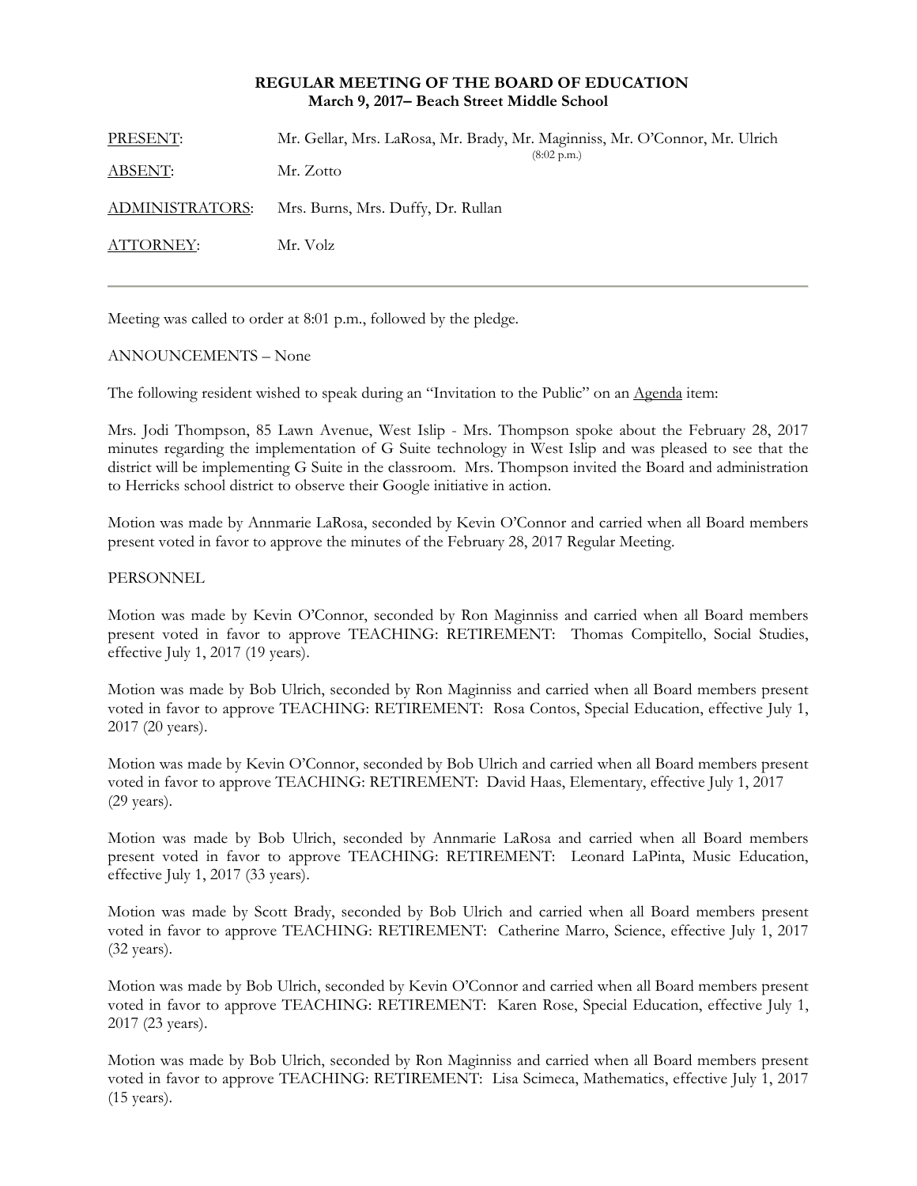**REGULAR MEETING OF THE BOARD OF EDUCATION**
**March 9, 2017– Beach Street Middle School**

PRESENT: Mr. Gellar, Mrs. LaRosa, Mr. Brady, Mr. Maginniss, Mr. O'Connor, Mr. Ulrich (8:02 p.m.)

ABSENT: Mr. Zotto

ADMINISTRATORS: Mrs. Burns, Mrs. Duffy, Dr. Rullan

ATTORNEY: Mr. Volz

---

Meeting was called to order at 8:01 p.m., followed by the pledge.

ANNOUNCEMENTS – None

The following resident wished to speak during an "Invitation to the Public" on an Agenda item:

Mrs. Jodi Thompson, 85 Lawn Avenue, West Islip - Mrs. Thompson spoke about the February 28, 2017 minutes regarding the implementation of G Suite technology in West Islip and was pleased to see that the district will be implementing G Suite in the classroom. Mrs. Thompson invited the Board and administration to Herricks school district to observe their Google initiative in action.

Motion was made by Annmarie LaRosa, seconded by Kevin O'Connor and carried when all Board members present voted in favor to approve the minutes of the February 28, 2017 Regular Meeting.

PERSONNEL

Motion was made by Kevin O'Connor, seconded by Ron Maginniss and carried when all Board members present voted in favor to approve TEACHING: RETIREMENT: Thomas Compitello, Social Studies, effective July 1, 2017 (19 years).

Motion was made by Bob Ulrich, seconded by Ron Maginniss and carried when all Board members present voted in favor to approve TEACHING: RETIREMENT: Rosa Contos, Special Education, effective July 1, 2017 (20 years).

Motion was made by Kevin O'Connor, seconded by Bob Ulrich and carried when all Board members present voted in favor to approve TEACHING: RETIREMENT: David Haas, Elementary, effective July 1, 2017 (29 years).

Motion was made by Bob Ulrich, seconded by Annmarie LaRosa and carried when all Board members present voted in favor to approve TEACHING: RETIREMENT: Leonard LaPinta, Music Education, effective July 1, 2017 (33 years).

Motion was made by Scott Brady, seconded by Bob Ulrich and carried when all Board members present voted in favor to approve TEACHING: RETIREMENT: Catherine Marro, Science, effective July 1, 2017 (32 years).

Motion was made by Bob Ulrich, seconded by Kevin O'Connor and carried when all Board members present voted in favor to approve TEACHING: RETIREMENT: Karen Rose, Special Education, effective July 1, 2017 (23 years).

Motion was made by Bob Ulrich, seconded by Ron Maginniss and carried when all Board members present voted in favor to approve TEACHING: RETIREMENT: Lisa Scimeca, Mathematics, effective July 1, 2017 (15 years).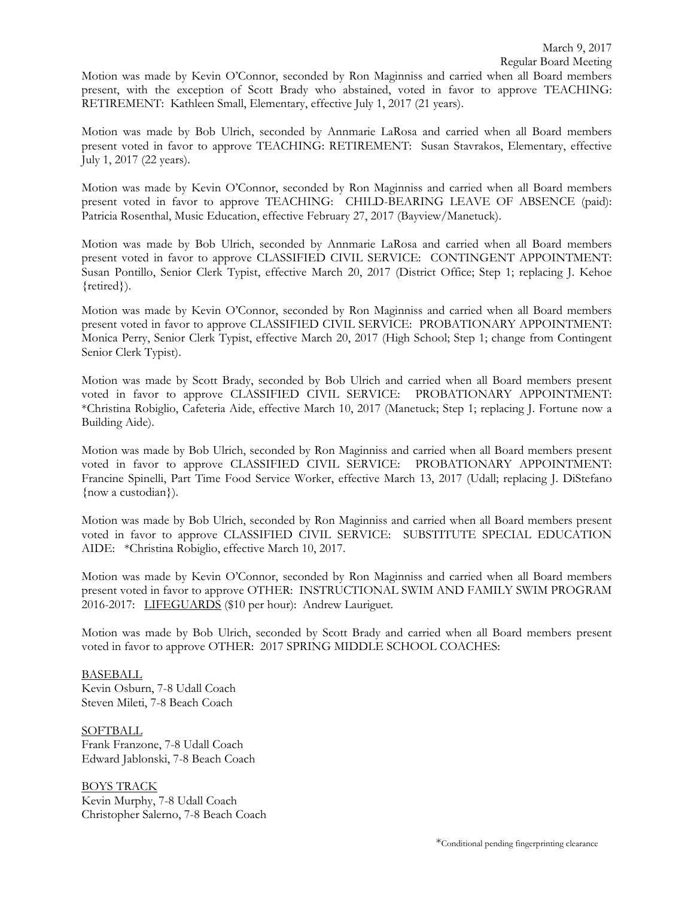Motion was made by Kevin O'Connor, seconded by Ron Maginniss and carried when all Board members present, with the exception of Scott Brady who abstained, voted in favor to approve TEACHING: RETIREMENT: Kathleen Small, Elementary, effective July 1, 2017 (21 years).

Motion was made by Bob Ulrich, seconded by Annmarie LaRosa and carried when all Board members present voted in favor to approve TEACHING: RETIREMENT: Susan Stavrakos, Elementary, effective July 1, 2017 (22 years).

Motion was made by Kevin O'Connor, seconded by Ron Maginniss and carried when all Board members present voted in favor to approve TEACHING: CHILD-BEARING LEAVE OF ABSENCE (paid): Patricia Rosenthal, Music Education, effective February 27, 2017 (Bayview/Manetuck).

Motion was made by Bob Ulrich, seconded by Annmarie LaRosa and carried when all Board members present voted in favor to approve CLASSIFIED CIVIL SERVICE: CONTINGENT APPOINTMENT: Susan Pontillo, Senior Clerk Typist, effective March 20, 2017 (District Office; Step 1; replacing J. Kehoe {retired}).

Motion was made by Kevin O'Connor, seconded by Ron Maginniss and carried when all Board members present voted in favor to approve CLASSIFIED CIVIL SERVICE: PROBATIONARY APPOINTMENT: Monica Perry, Senior Clerk Typist, effective March 20, 2017 (High School; Step 1; change from Contingent Senior Clerk Typist).

Motion was made by Scott Brady, seconded by Bob Ulrich and carried when all Board members present voted in favor to approve CLASSIFIED CIVIL SERVICE: PROBATIONARY APPOINTMENT: *Christina Robiglio, Cafeteria Aide, effective March 10, 2017 (Manetuck; Step 1; replacing J. Fortune now a Building Aide).

Motion was made by Bob Ulrich, seconded by Ron Maginniss and carried when all Board members present voted in favor to approve CLASSIFIED CIVIL SERVICE: PROBATIONARY APPOINTMENT: Francine Spinelli, Part Time Food Service Worker, effective March 13, 2017 (Udall; replacing J. DiStefano {now a custodian}).

Motion was made by Bob Ulrich, seconded by Ron Maginniss and carried when all Board members present voted in favor to approve CLASSIFIED CIVIL SERVICE: SUBSTITUTE SPECIAL EDUCATION AIDE: *Christina Robiglio, effective March 10, 2017.

Motion was made by Kevin O'Connor, seconded by Ron Maginniss and carried when all Board members present voted in favor to approve OTHER: INSTRUCTIONAL SWIM AND FAMILY SWIM PROGRAM 2016-2017: LIFEGUARDS ($10 per hour): Andrew Lauriguet.

Motion was made by Bob Ulrich, seconded by Scott Brady and carried when all Board members present voted in favor to approve OTHER: 2017 SPRING MIDDLE SCHOOL COACHES:

BASEBALL
Kevin Osburn, 7-8 Udall Coach
Steven Mileti, 7-8 Beach Coach

SOFTBALL
Frank Franzone, 7-8 Udall Coach
Edward Jablonski, 7-8 Beach Coach

BOYS TRACK
Kevin Murphy, 7-8 Udall Coach
Christopher Salerno, 7-8 Beach Coach

*Conditional pending fingerprinting clearance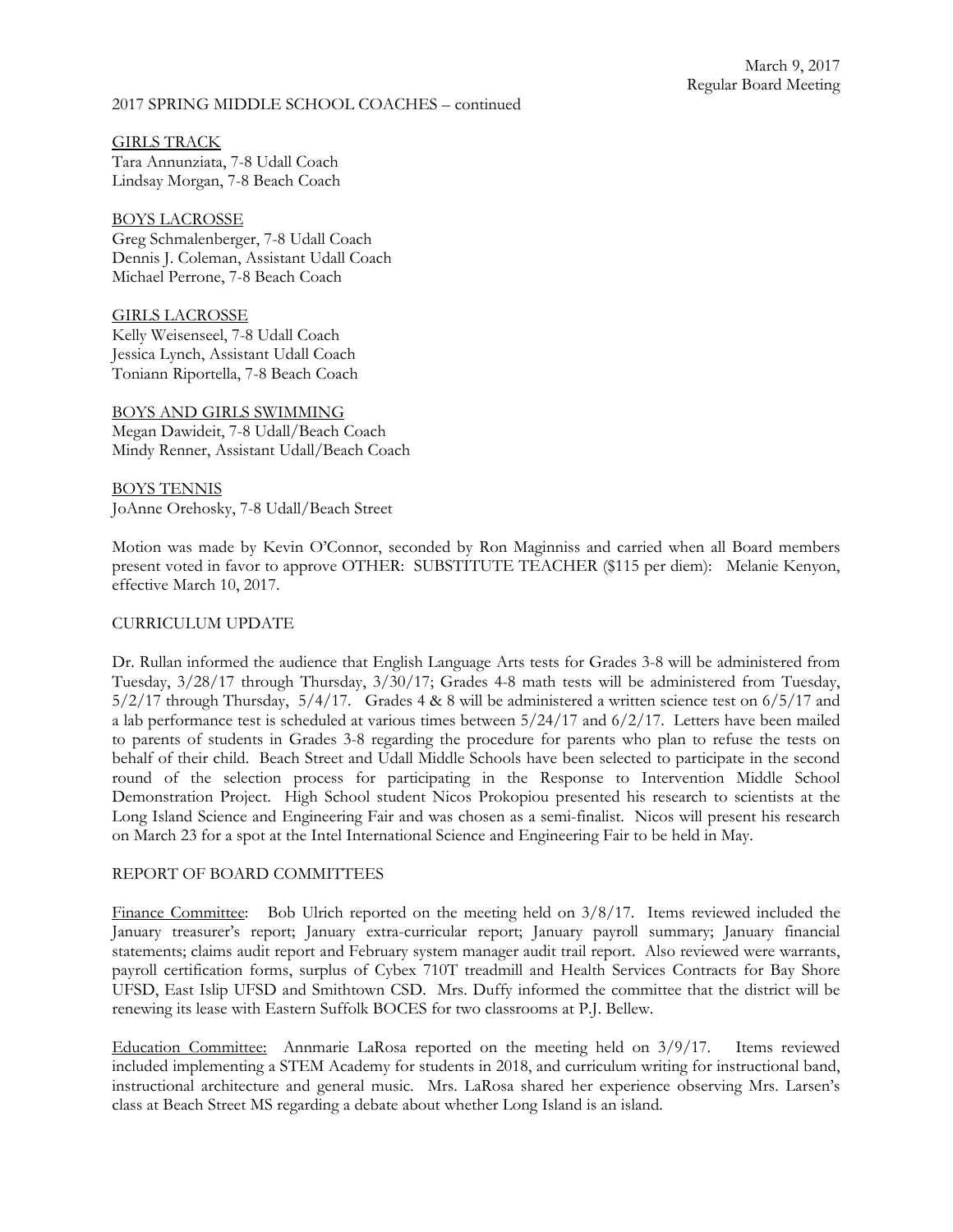2017 SPRING MIDDLE SCHOOL COACHES – continued

GIRLS TRACK
Tara Annunziata, 7-8 Udall Coach
Lindsay Morgan, 7-8 Beach Coach

BOYS LACROSSE
Greg Schmalenberger, 7-8 Udall Coach
Dennis J. Coleman, Assistant Udall Coach
Michael Perrone, 7-8 Beach Coach

GIRLS LACROSSE
Kelly Weisenseel, 7-8 Udall Coach
Jessica Lynch, Assistant Udall Coach
Toniann Riportella, 7-8 Beach Coach

BOYS AND GIRLS SWIMMING
Megan Dawideit, 7-8 Udall/Beach Coach
Mindy Renner, Assistant Udall/Beach Coach

BOYS TENNIS
JoAnne Orehosky, 7-8 Udall/Beach Street

Motion was made by Kevin O'Connor, seconded by Ron Maginniss and carried when all Board members present voted in favor to approve OTHER: SUBSTITUTE TEACHER ($115 per diem): Melanie Kenyon, effective March 10, 2017.

CURRICULUM UPDATE

Dr. Rullan informed the audience that English Language Arts tests for Grades 3-8 will be administered from Tuesday, 3/28/17 through Thursday, 3/30/17; Grades 4-8 math tests will be administered from Tuesday, 5/2/17 through Thursday, 5/4/17. Grades 4 & 8 will be administered a written science test on 6/5/17 and a lab performance test is scheduled at various times between 5/24/17 and 6/2/17. Letters have been mailed to parents of students in Grades 3-8 regarding the procedure for parents who plan to refuse the tests on behalf of their child. Beach Street and Udall Middle Schools have been selected to participate in the second round of the selection process for participating in the Response to Intervention Middle School Demonstration Project. High School student Nicos Prokopiou presented his research to scientists at the Long Island Science and Engineering Fair and was chosen as a semi-finalist. Nicos will present his research on March 23 for a spot at the Intel International Science and Engineering Fair to be held in May.

REPORT OF BOARD COMMITTEES

Finance Committee: Bob Ulrich reported on the meeting held on 3/8/17. Items reviewed included the January treasurer's report; January extra-curricular report; January payroll summary; January financial statements; claims audit report and February system manager audit trail report. Also reviewed were warrants, payroll certification forms, surplus of Cybex 710T treadmill and Health Services Contracts for Bay Shore UFSD, East Islip UFSD and Smithtown CSD. Mrs. Duffy informed the committee that the district will be renewing its lease with Eastern Suffolk BOCES for two classrooms at P.J. Bellew.

Education Committee: Annmarie LaRosa reported on the meeting held on 3/9/17. Items reviewed included implementing a STEM Academy for students in 2018, and curriculum writing for instructional band, instructional architecture and general music. Mrs. LaRosa shared her experience observing Mrs. Larsen's class at Beach Street MS regarding a debate about whether Long Island is an island.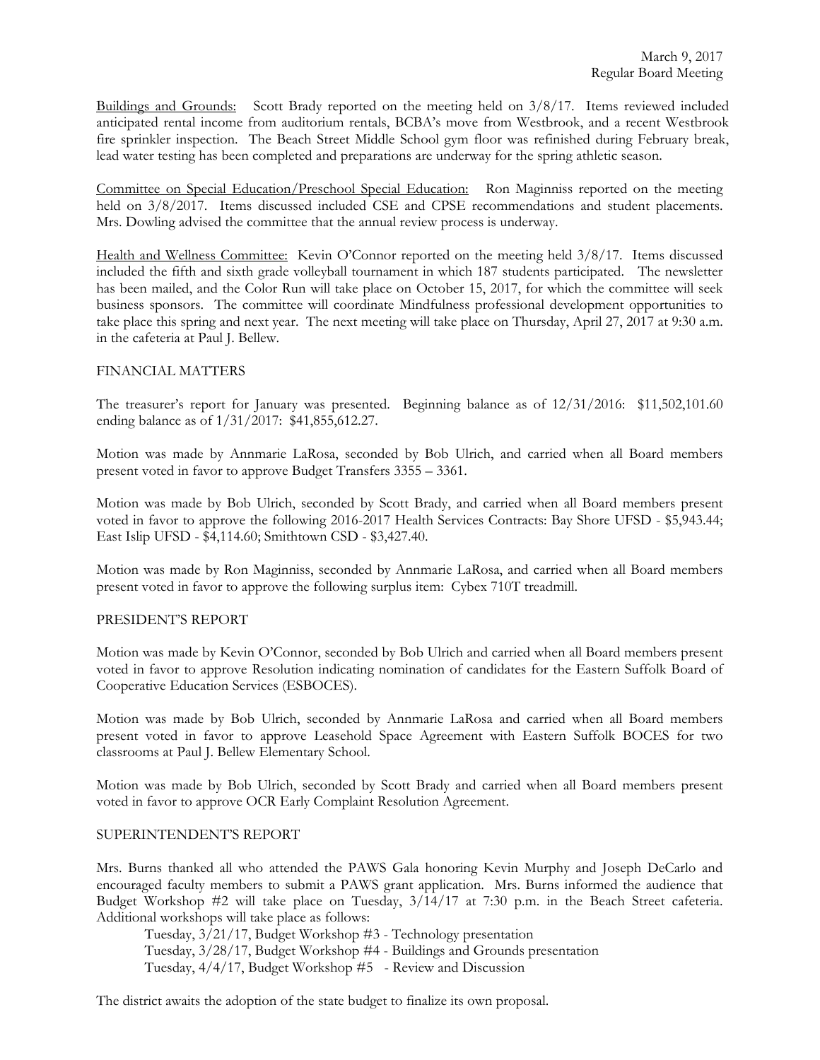Buildings and Grounds: Scott Brady reported on the meeting held on 3/8/17. Items reviewed included anticipated rental income from auditorium rentals, BCBA's move from Westbrook, and a recent Westbrook fire sprinkler inspection. The Beach Street Middle School gym floor was refinished during February break, lead water testing has been completed and preparations are underway for the spring athletic season.

Committee on Special Education/Preschool Special Education: Ron Maginniss reported on the meeting held on 3/8/2017. Items discussed included CSE and CPSE recommendations and student placements. Mrs. Dowling advised the committee that the annual review process is underway.

Health and Wellness Committee: Kevin O'Connor reported on the meeting held 3/8/17. Items discussed included the fifth and sixth grade volleyball tournament in which 187 students participated. The newsletter has been mailed, and the Color Run will take place on October 15, 2017, for which the committee will seek business sponsors. The committee will coordinate Mindfulness professional development opportunities to take place this spring and next year. The next meeting will take place on Thursday, April 27, 2017 at 9:30 a.m. in the cafeteria at Paul J. Bellew.

## FINANCIAL MATTERS

The treasurer's report for January was presented. Beginning balance as of 12/31/2016: $11,502,101.60 ending balance as of 1/31/2017: $41,855,612.27.

Motion was made by Annmarie LaRosa, seconded by Bob Ulrich, and carried when all Board members present voted in favor to approve Budget Transfers 3355 – 3361.

Motion was made by Bob Ulrich, seconded by Scott Brady, and carried when all Board members present voted in favor to approve the following 2016-2017 Health Services Contracts: Bay Shore UFSD - $5,943.44; East Islip UFSD - $4,114.60; Smithtown CSD - $3,427.40.

Motion was made by Ron Maginniss, seconded by Annmarie LaRosa, and carried when all Board members present voted in favor to approve the following surplus item: Cybex 710T treadmill.

## PRESIDENT'S REPORT

Motion was made by Kevin O'Connor, seconded by Bob Ulrich and carried when all Board members present voted in favor to approve Resolution indicating nomination of candidates for the Eastern Suffolk Board of Cooperative Education Services (ESBOCES).

Motion was made by Bob Ulrich, seconded by Annmarie LaRosa and carried when all Board members present voted in favor to approve Leasehold Space Agreement with Eastern Suffolk BOCES for two classrooms at Paul J. Bellew Elementary School.

Motion was made by Bob Ulrich, seconded by Scott Brady and carried when all Board members present voted in favor to approve OCR Early Complaint Resolution Agreement.

## SUPERINTENDENT'S REPORT

Mrs. Burns thanked all who attended the PAWS Gala honoring Kevin Murphy and Joseph DeCarlo and encouraged faculty members to submit a PAWS grant application. Mrs. Burns informed the audience that Budget Workshop #2 will take place on Tuesday, 3/14/17 at 7:30 p.m. in the Beach Street cafeteria. Additional workshops will take place as follows:

Tuesday, 3/21/17, Budget Workshop #3 - Technology presentation
Tuesday, 3/28/17, Budget Workshop #4 - Buildings and Grounds presentation
Tuesday, 4/4/17, Budget Workshop #5 - Review and Discussion

The district awaits the adoption of the state budget to finalize its own proposal.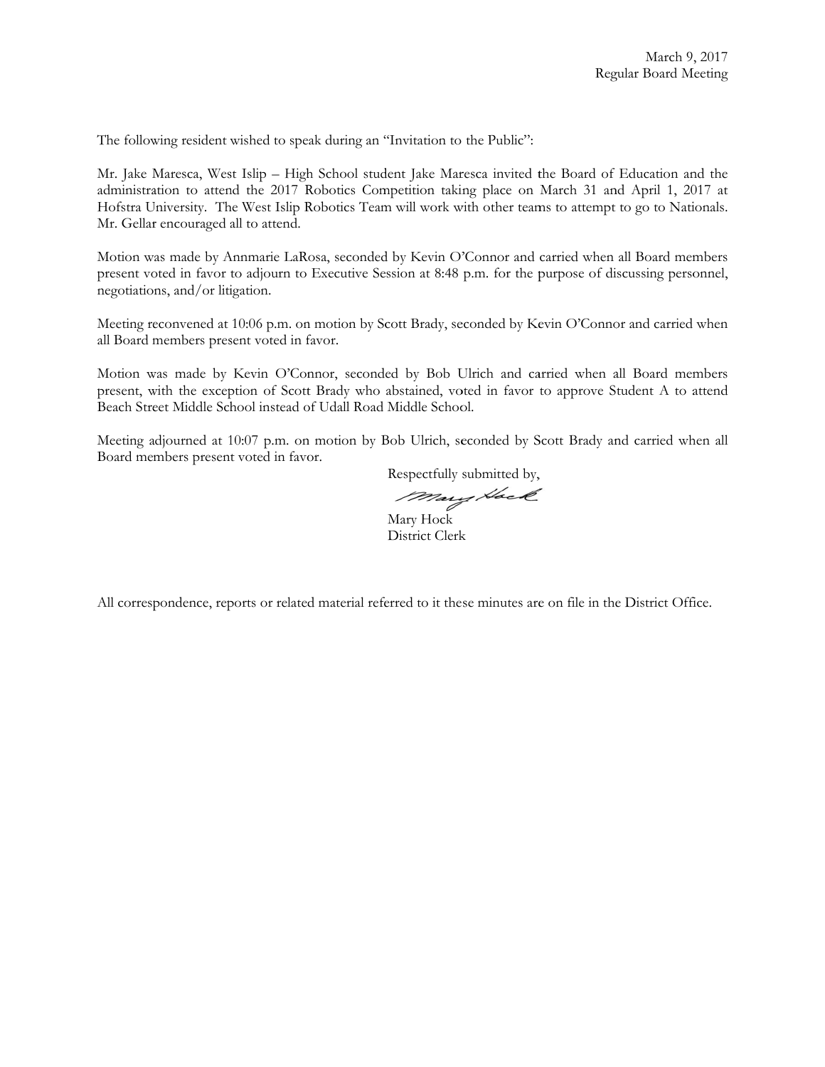The following resident wished to speak during an "Invitation to the Public":

Mr. Jake Maresca, West Islip – High School student Jake Maresca invited the Board of Education and the administration to attend the 2017 Robotics Competition taking place on March 31 and April 1, 2017 at Hofstra University. The West Islip Robotics Team will work with other teams to attempt to go to Nationals. Mr. Gellar encouraged all to attend.

Motion was made by Annmarie LaRosa, seconded by Kevin O'Connor and carried when all Board members present voted in favor to adjourn to Executive Session at 8:48 p.m. for the purpose of discussing personnel, negotiations, and/or litigation.

Meeting reconvened at 10:06 p.m. on motion by Scott Brady, seconded by Kevin O'Connor and carried when all Board members present voted in favor.

Motion was made by Kevin O'Connor, seconded by Bob Ulrich and carried when all Board members present, with the exception of Scott Brady who abstained, voted in favor to approve Student A to attend Beach Street Middle School instead of Udall Road Middle School.

Meeting adjourned at 10:07 p.m. on motion by Bob Ulrich, seconded by Scott Brady and carried when all Board members present voted in favor.

Respectfully submitted by,

Mary Hock
District Clerk

All correspondence, reports or related material referred to it these minutes are on file in the District Office.